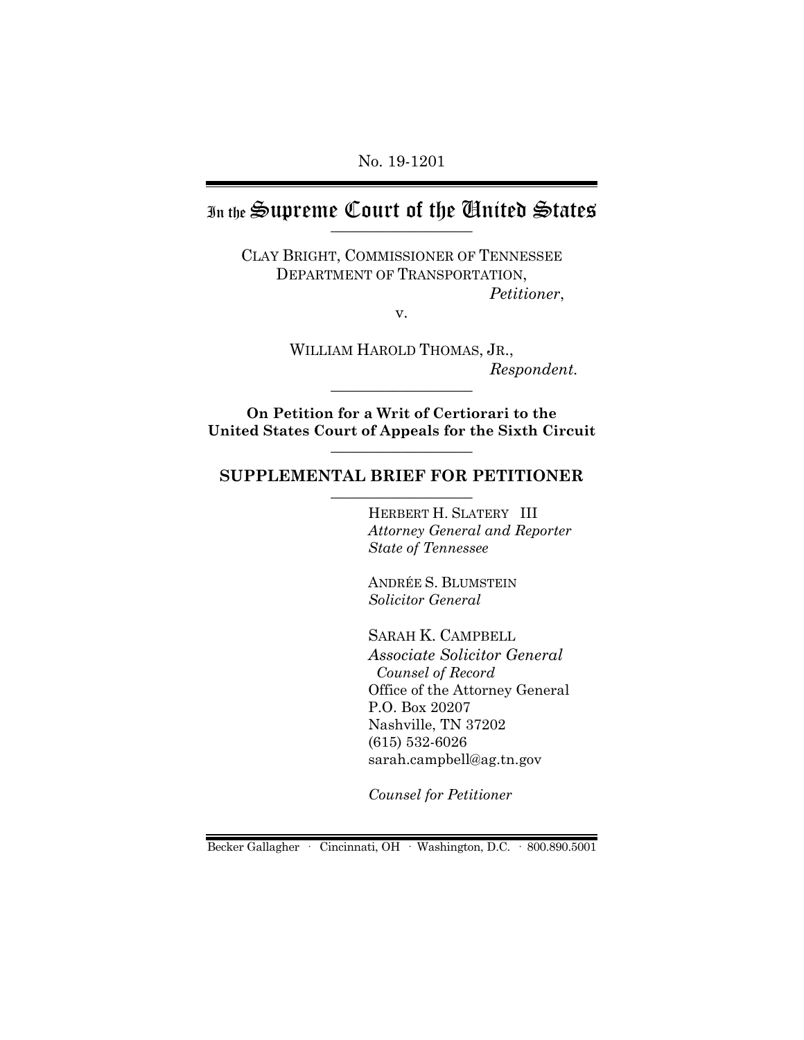No. 19-1201

# In the Supreme Court of the United States

CLAY BRIGHT, COMMISSIONER OF TENNESSEE DEPARTMENT OF TRANSPORTATION,
*Petitioner*,

v.

WILLIAM HAROLD THOMAS, JR.,
*Respondent.*

**On Petition for a Writ of Certiorari to the United States Court of Appeals for the Sixth Circuit**

## SUPPLEMENTAL BRIEF FOR PETITIONER

HERBERT H. SLATERY III
*Attorney General and Reporter*
*State of Tennessee*

ANDRÉE S. BLUMSTEIN
*Solicitor General*

SARAH K. CAMPBELL
*Associate Solicitor General*
*Counsel of Record*
Office of the Attorney General
P.O. Box 20207
Nashville, TN 37202
(615) 532-6026
sarah.campbell@ag.tn.gov

*Counsel for Petitioner*

Becker Gallagher · Cincinnati, OH · Washington, D.C. · 800.890.5001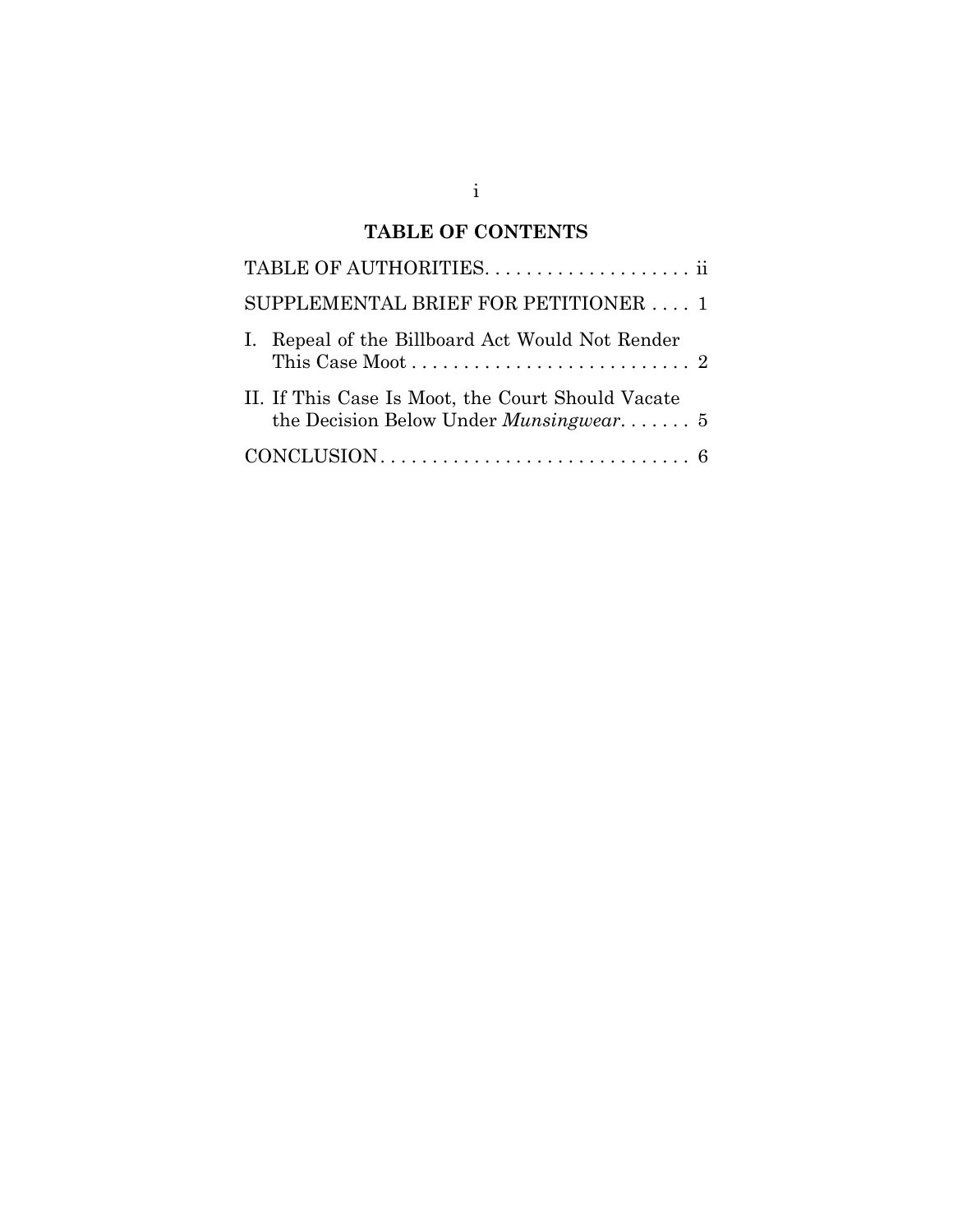## TABLE OF CONTENTS

| | |
|---|---|
| TABLE OF AUTHORITIES | ii |
| SUPPLEMENTAL BRIEF FOR PETITIONER | 1 |
| I. Repeal of the Billboard Act Would Not Render This Case Moot | 2 |
| II. If This Case Is Moot, the Court Should Vacate the Decision Below Under *Munsingwear* | 5 |
| CONCLUSION | 6 |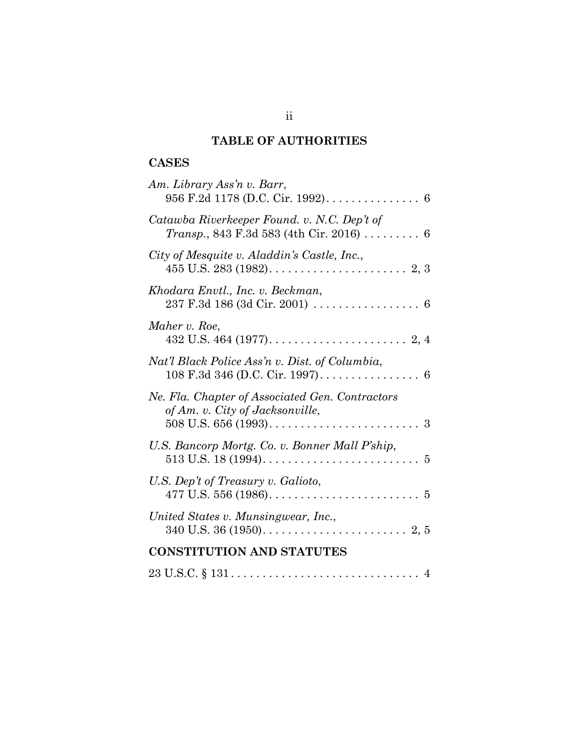# TABLE OF AUTHORITIES

## CASES

*Am. Library Ass'n v. Barr*, 956 F.2d 1178 (D.C. Cir. 1992). . . . . . . . . . . . . . . 6

*Catawba Riverkeeper Found. v. N.C. Dep't of Transp.*, 843 F.3d 583 (4th Cir. 2016) . . . . . . . . . 6

*City of Mesquite v. Aladdin's Castle, Inc.*, 455 U.S. 283 (1982). . . . . . . . . . . . . . . . . . . . . . 2, 3

*Khodara Envtl., Inc. v. Beckman*, 237 F.3d 186 (3d Cir. 2001) . . . . . . . . . . . . . . . . . 6

*Maher v. Roe*, 432 U.S. 464 (1977). . . . . . . . . . . . . . . . . . . . . . 2, 4

*Nat'l Black Police Ass'n v. Dist. of Columbia*, 108 F.3d 346 (D.C. Cir. 1997). . . . . . . . . . . . . . . . 6

*Ne. Fla. Chapter of Associated Gen. Contractors of Am. v. City of Jacksonville*, 508 U.S. 656 (1993). . . . . . . . . . . . . . . . . . . . . . . . 3

*U.S. Bancorp Mortg. Co. v. Bonner Mall P'ship*, 513 U.S. 18 (1994). . . . . . . . . . . . . . . . . . . . . . . . . 5

*U.S. Dep't of Treasury v. Galioto*, 477 U.S. 556 (1986). . . . . . . . . . . . . . . . . . . . . . . . 5

*United States v. Munsingwear, Inc.*, 340 U.S. 36 (1950). . . . . . . . . . . . . . . . . . . . . . . 2, 5

## CONSTITUTION AND STATUTES

23 U.S.C. § 131 . . . . . . . . . . . . . . . . . . . . . . . . . . . . . 4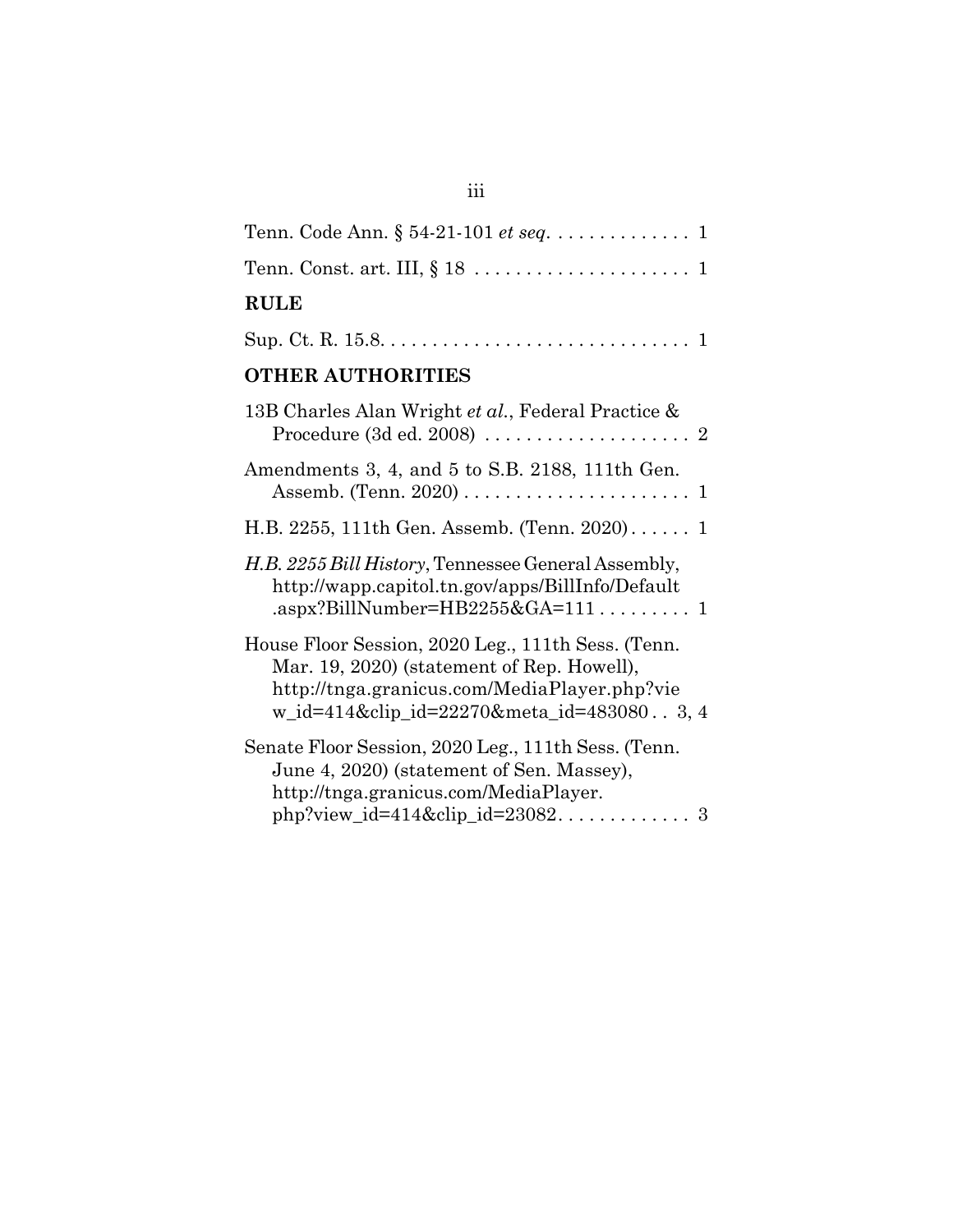Tenn. Code Ann. § 54-21-101 *et seq*. . . . . . . . . . . . . . 1

Tenn. Const. art. III, § 18 . . . . . . . . . . . . . . . . . . . . . 1

**RULE**

Sup. Ct. R. 15.8. . . . . . . . . . . . . . . . . . . . . . . . . . . . . 1

**OTHER AUTHORITIES**

13B Charles Alan Wright *et al.*, Federal Practice & Procedure (3d ed. 2008) . . . . . . . . . . . . . . . . . . . . 2

Amendments 3, 4, and 5 to S.B. 2188, 111th Gen. Assemb. (Tenn. 2020) . . . . . . . . . . . . . . . . . . . . . . 1

H.B. 2255, 111th Gen. Assemb. (Tenn. 2020) . . . . . . 1

*H.B. 2255 Bill History*, Tennessee General Assembly, http://wapp.capitol.tn.gov/apps/BillInfo/Default.aspx?BillNumber=HB2255&GA=111 . . . . . . . . . 1

House Floor Session, 2020 Leg., 111th Sess. (Tenn. Mar. 19, 2020) (statement of Rep. Howell), http://tnga.granicus.com/MediaPlayer.php?view_id=414&clip_id=22270&meta_id=483080 . . 3, 4

Senate Floor Session, 2020 Leg., 111th Sess. (Tenn. June 4, 2020) (statement of Sen. Massey), http://tnga.granicus.com/MediaPlayer.php?view_id=414&clip_id=23082. . . . . . . . . . . . . 3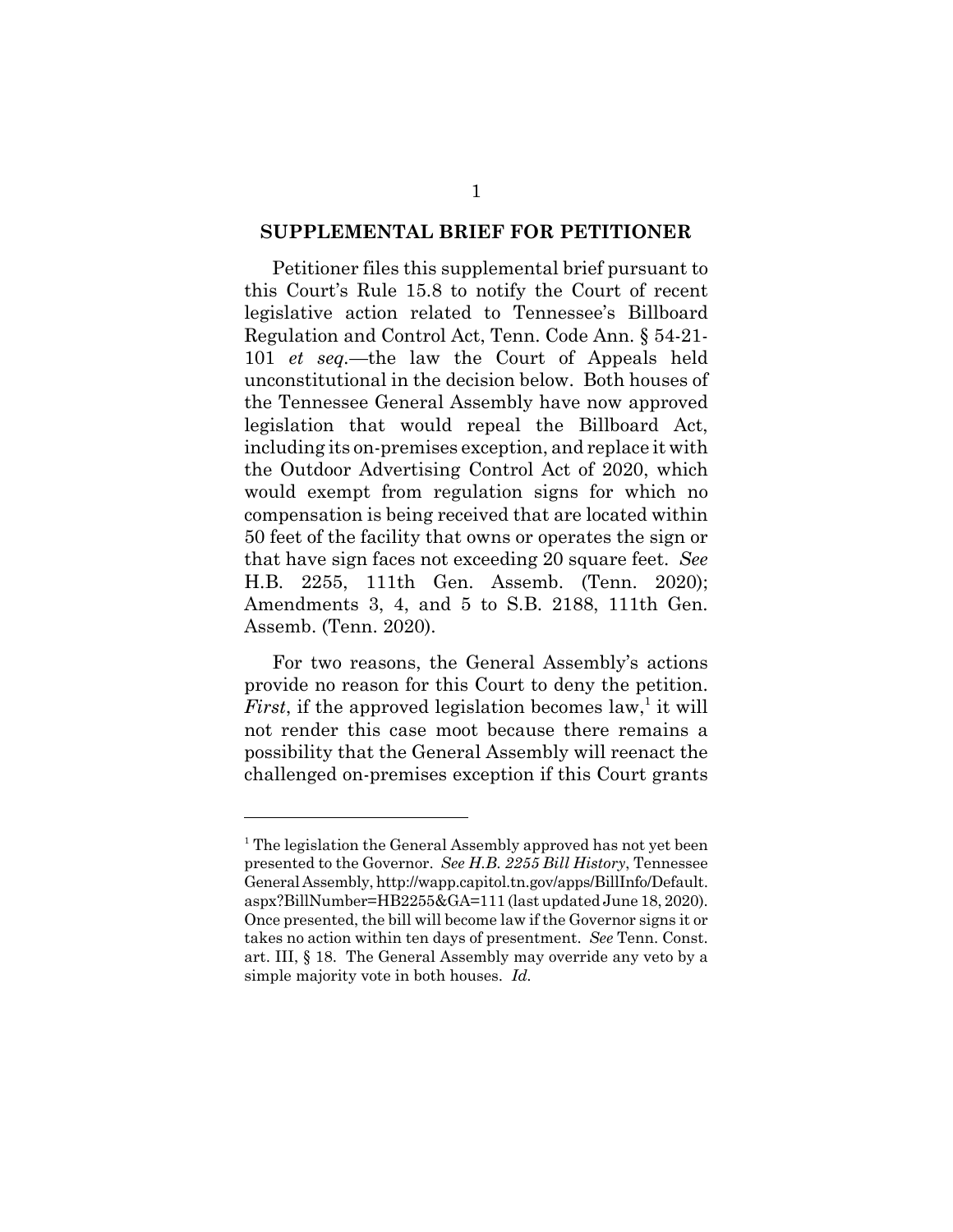## SUPPLEMENTAL BRIEF FOR PETITIONER

Petitioner files this supplemental brief pursuant to this Court's Rule 15.8 to notify the Court of recent legislative action related to Tennessee's Billboard Regulation and Control Act, Tenn. Code Ann. § 54-21-101 *et seq.*—the law the Court of Appeals held unconstitutional in the decision below. Both houses of the Tennessee General Assembly have now approved legislation that would repeal the Billboard Act, including its on-premises exception, and replace it with the Outdoor Advertising Control Act of 2020, which would exempt from regulation signs for which no compensation is being received that are located within 50 feet of the facility that owns or operates the sign or that have sign faces not exceeding 20 square feet. *See* H.B. 2255, 111th Gen. Assemb. (Tenn. 2020); Amendments 3, 4, and 5 to S.B. 2188, 111th Gen. Assemb. (Tenn. 2020).

For two reasons, the General Assembly's actions provide no reason for this Court to deny the petition. *First*, if the approved legislation becomes law,[1] it will not render this case moot because there remains a possibility that the General Assembly will reenact the challenged on-premises exception if this Court grants

---

[1] The legislation the General Assembly approved has not yet been presented to the Governor. *See H.B. 2255 Bill History*, Tennessee General Assembly, http://wapp.capitol.tn.gov/apps/BillInfo/Default.aspx?BillNumber=HB2255&GA=111 (last updated June 18, 2020). Once presented, the bill will become law if the Governor signs it or takes no action within ten days of presentment. *See* Tenn. Const. art. III, § 18. The General Assembly may override any veto by a simple majority vote in both houses. *Id.*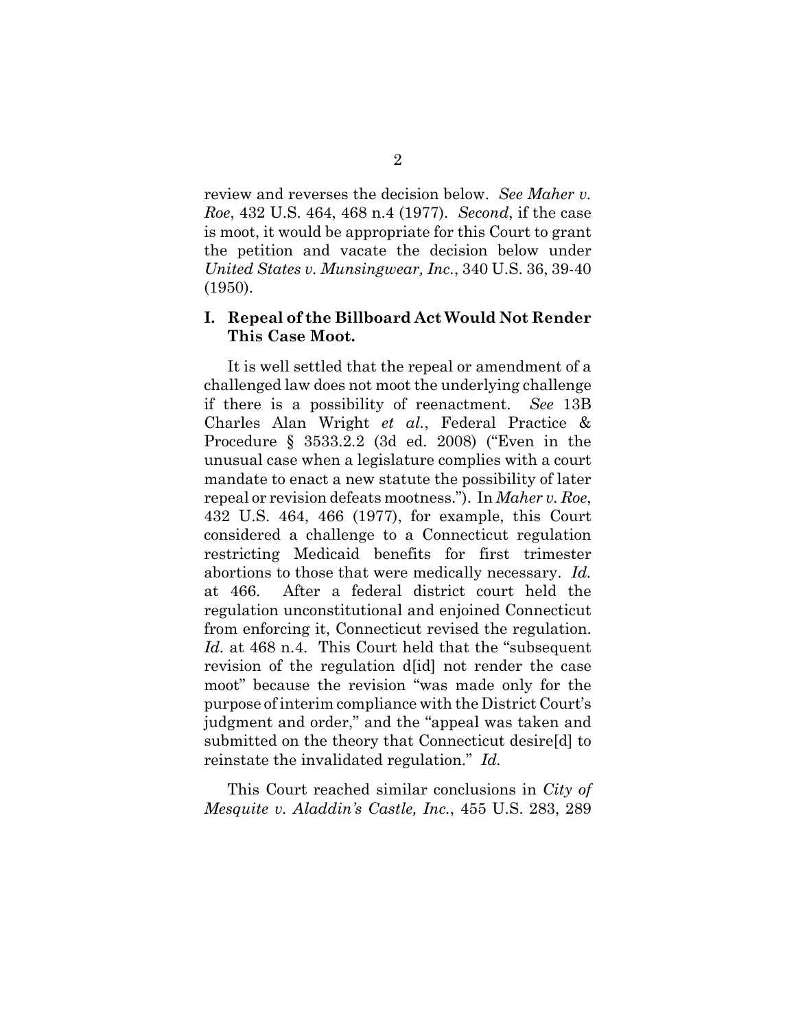review and reverses the decision below. *See Maher v. Roe*, 432 U.S. 464, 468 n.4 (1977). *Second*, if the case is moot, it would be appropriate for this Court to grant the petition and vacate the decision below under *United States v. Munsingwear, Inc.*, 340 U.S. 36, 39-40 (1950).

## I. Repeal of the Billboard Act Would Not Render This Case Moot.

It is well settled that the repeal or amendment of a challenged law does not moot the underlying challenge if there is a possibility of reenactment. *See* 13B Charles Alan Wright *et al.*, Federal Practice & Procedure § 3533.2.2 (3d ed. 2008) ("Even in the unusual case when a legislature complies with a court mandate to enact a new statute the possibility of later repeal or revision defeats mootness."). In *Maher v. Roe*, 432 U.S. 464, 466 (1977), for example, this Court considered a challenge to a Connecticut regulation restricting Medicaid benefits for first trimester abortions to those that were medically necessary. *Id.* at 466. After a federal district court held the regulation unconstitutional and enjoined Connecticut from enforcing it, Connecticut revised the regulation. *Id.* at 468 n.4. This Court held that the "subsequent revision of the regulation d[id] not render the case moot" because the revision "was made only for the purpose of interim compliance with the District Court's judgment and order," and the "appeal was taken and submitted on the theory that Connecticut desire[d] to reinstate the invalidated regulation." *Id.*

This Court reached similar conclusions in *City of Mesquite v. Aladdin's Castle, Inc.*, 455 U.S. 283, 289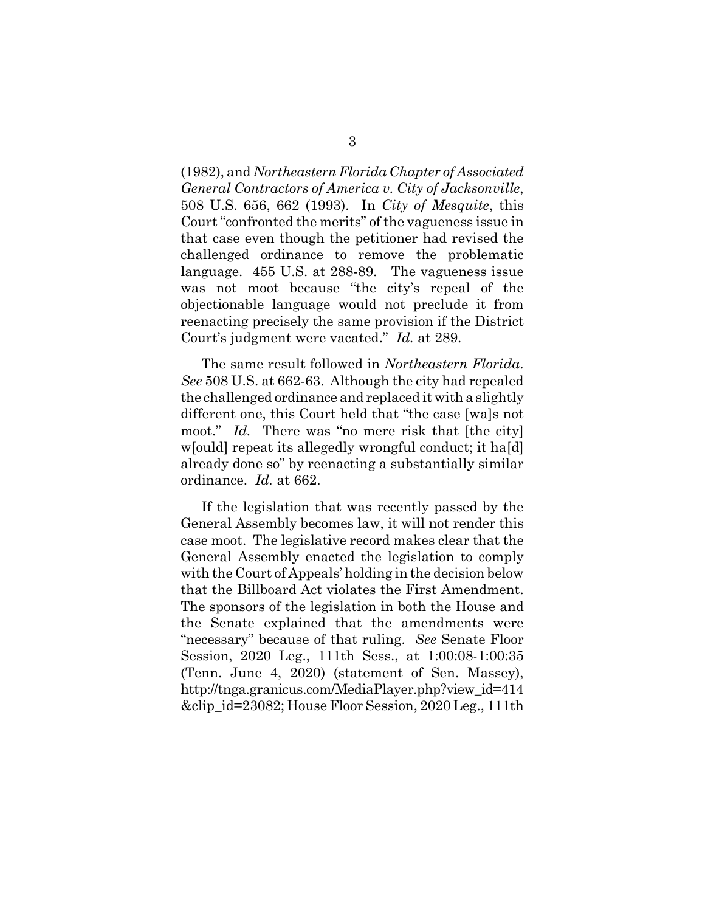(1982), and *Northeastern Florida Chapter of Associated General Contractors of America v. City of Jacksonville*, 508 U.S. 656, 662 (1993). In *City of Mesquite*, this Court "confronted the merits" of the vagueness issue in that case even though the petitioner had revised the challenged ordinance to remove the problematic language. 455 U.S. at 288-89. The vagueness issue was not moot because "the city's repeal of the objectionable language would not preclude it from reenacting precisely the same provision if the District Court's judgment were vacated." *Id.* at 289.

The same result followed in *Northeastern Florida*. *See* 508 U.S. at 662-63. Although the city had repealed the challenged ordinance and replaced it with a slightly different one, this Court held that "the case [wa]s not moot." *Id.* There was "no mere risk that [the city] w[ould] repeat its allegedly wrongful conduct; it ha[d] already done so" by reenacting a substantially similar ordinance. *Id.* at 662.

If the legislation that was recently passed by the General Assembly becomes law, it will not render this case moot. The legislative record makes clear that the General Assembly enacted the legislation to comply with the Court of Appeals' holding in the decision below that the Billboard Act violates the First Amendment. The sponsors of the legislation in both the House and the Senate explained that the amendments were "necessary" because of that ruling. *See* Senate Floor Session, 2020 Leg., 111th Sess., at 1:00:08-1:00:35 (Tenn. June 4, 2020) (statement of Sen. Massey), http://tnga.granicus.com/MediaPlayer.php?view_id=414&clip_id=23082; House Floor Session, 2020 Leg., 111th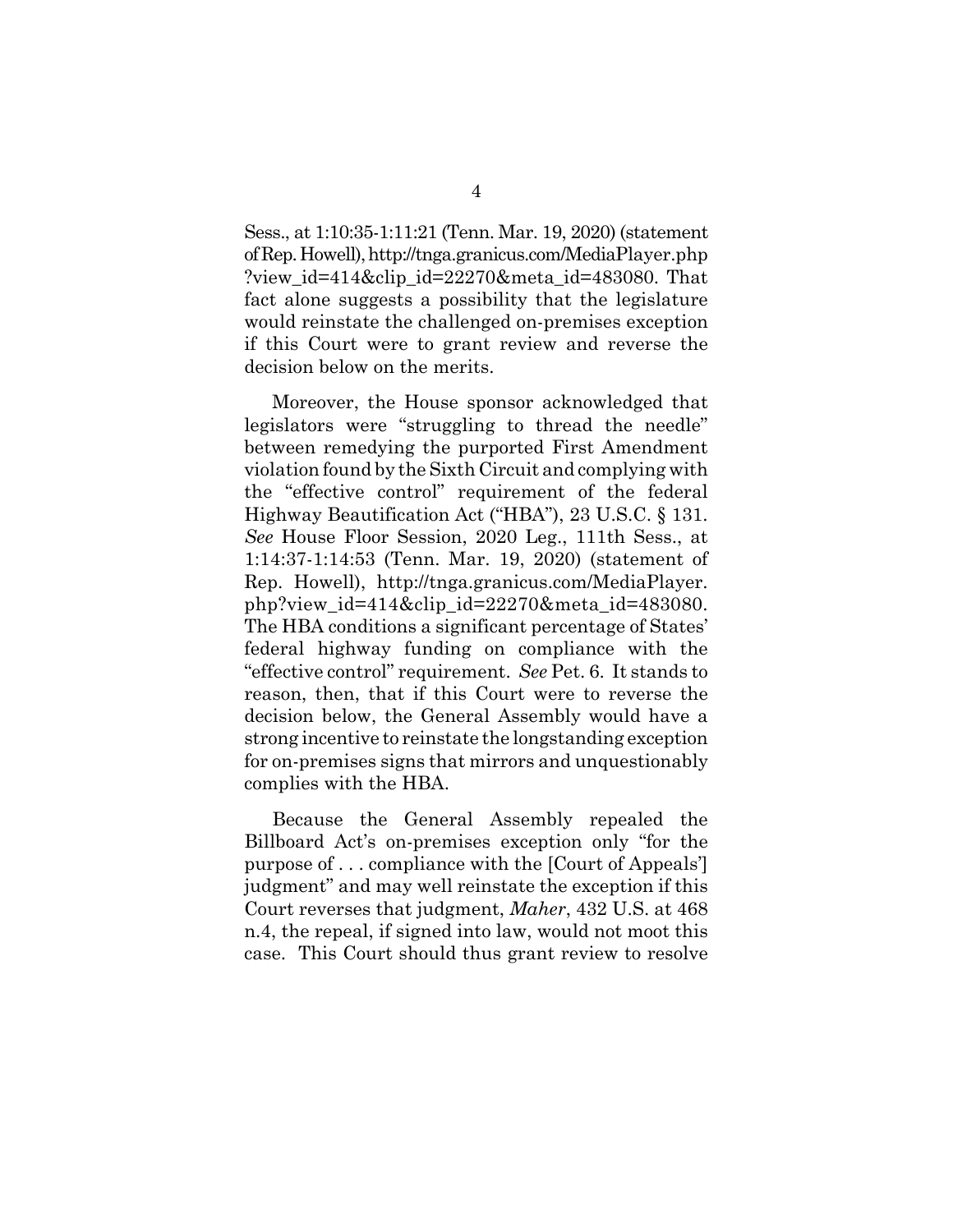Sess., at 1:10:35-1:11:21 (Tenn. Mar. 19, 2020) (statement of Rep. Howell), http://tnga.granicus.com/MediaPlayer.php?view_id=414&clip_id=22270&meta_id=483080. That fact alone suggests a possibility that the legislature would reinstate the challenged on-premises exception if this Court were to grant review and reverse the decision below on the merits.

Moreover, the House sponsor acknowledged that legislators were "struggling to thread the needle" between remedying the purported First Amendment violation found by the Sixth Circuit and complying with the "effective control" requirement of the federal Highway Beautification Act ("HBA"), 23 U.S.C. § 131. *See* House Floor Session, 2020 Leg., 111th Sess., at 1:14:37-1:14:53 (Tenn. Mar. 19, 2020) (statement of Rep. Howell), http://tnga.granicus.com/MediaPlayer.php?view_id=414&clip_id=22270&meta_id=483080. The HBA conditions a significant percentage of States' federal highway funding on compliance with the "effective control" requirement. *See* Pet. 6. It stands to reason, then, that if this Court were to reverse the decision below, the General Assembly would have a strong incentive to reinstate the longstanding exception for on-premises signs that mirrors and unquestionably complies with the HBA.

Because the General Assembly repealed the Billboard Act's on-premises exception only "for the purpose of . . . compliance with the [Court of Appeals'] judgment" and may well reinstate the exception if this Court reverses that judgment, *Maher*, 432 U.S. at 468 n.4, the repeal, if signed into law, would not moot this case. This Court should thus grant review to resolve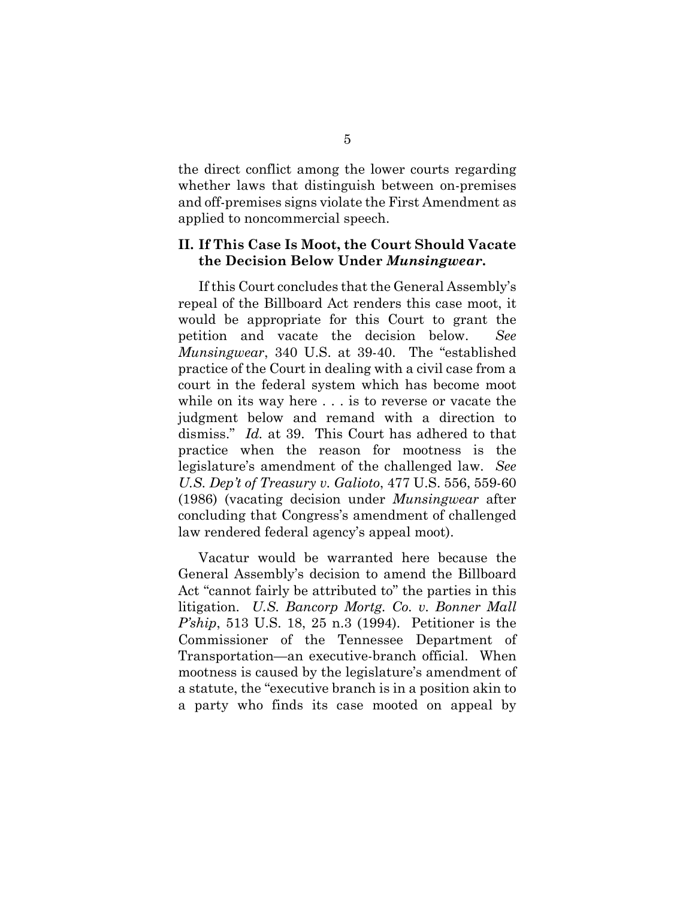the direct conflict among the lower courts regarding whether laws that distinguish between on-premises and off-premises signs violate the First Amendment as applied to noncommercial speech.

## II. If This Case Is Moot, the Court Should Vacate the Decision Below Under *Munsingwear*.

If this Court concludes that the General Assembly's repeal of the Billboard Act renders this case moot, it would be appropriate for this Court to grant the petition and vacate the decision below. *See Munsingwear*, 340 U.S. at 39-40. The "established practice of the Court in dealing with a civil case from a court in the federal system which has become moot while on its way here . . . is to reverse or vacate the judgment below and remand with a direction to dismiss." *Id.* at 39. This Court has adhered to that practice when the reason for mootness is the legislature's amendment of the challenged law. *See U.S. Dep't of Treasury v. Galioto*, 477 U.S. 556, 559-60 (1986) (vacating decision under *Munsingwear* after concluding that Congress's amendment of challenged law rendered federal agency's appeal moot).

Vacatur would be warranted here because the General Assembly's decision to amend the Billboard Act "cannot fairly be attributed to" the parties in this litigation. *U.S. Bancorp Mortg. Co. v. Bonner Mall P'ship*, 513 U.S. 18, 25 n.3 (1994). Petitioner is the Commissioner of the Tennessee Department of Transportation—an executive-branch official. When mootness is caused by the legislature's amendment of a statute, the "executive branch is in a position akin to a party who finds its case mooted on appeal by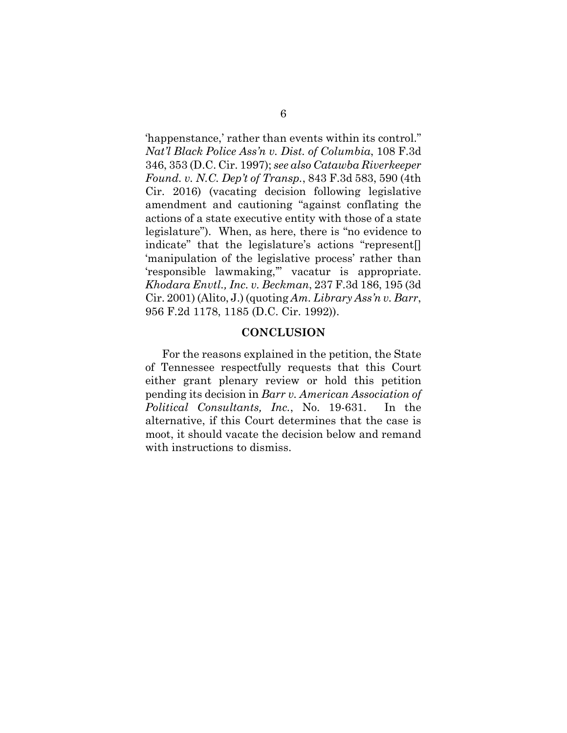'happenstance,' rather than events within its control." *Nat'l Black Police Ass'n v. Dist. of Columbia*, 108 F.3d 346, 353 (D.C. Cir. 1997); *see also Catawba Riverkeeper Found. v. N.C. Dep't of Transp.*, 843 F.3d 583, 590 (4th Cir. 2016) (vacating decision following legislative amendment and cautioning "against conflating the actions of a state executive entity with those of a state legislature"). When, as here, there is "no evidence to indicate" that the legislature's actions "represent[] 'manipulation of the legislative process' rather than 'responsible lawmaking,'" vacatur is appropriate. *Khodara Envtl., Inc. v. Beckman*, 237 F.3d 186, 195 (3d Cir. 2001) (Alito, J.) (quoting *Am. Library Ass'n v. Barr*, 956 F.2d 1178, 1185 (D.C. Cir. 1992)).

## CONCLUSION

For the reasons explained in the petition, the State of Tennessee respectfully requests that this Court either grant plenary review or hold this petition pending its decision in *Barr v. American Association of Political Consultants, Inc.*, No. 19-631. In the alternative, if this Court determines that the case is moot, it should vacate the decision below and remand with instructions to dismiss.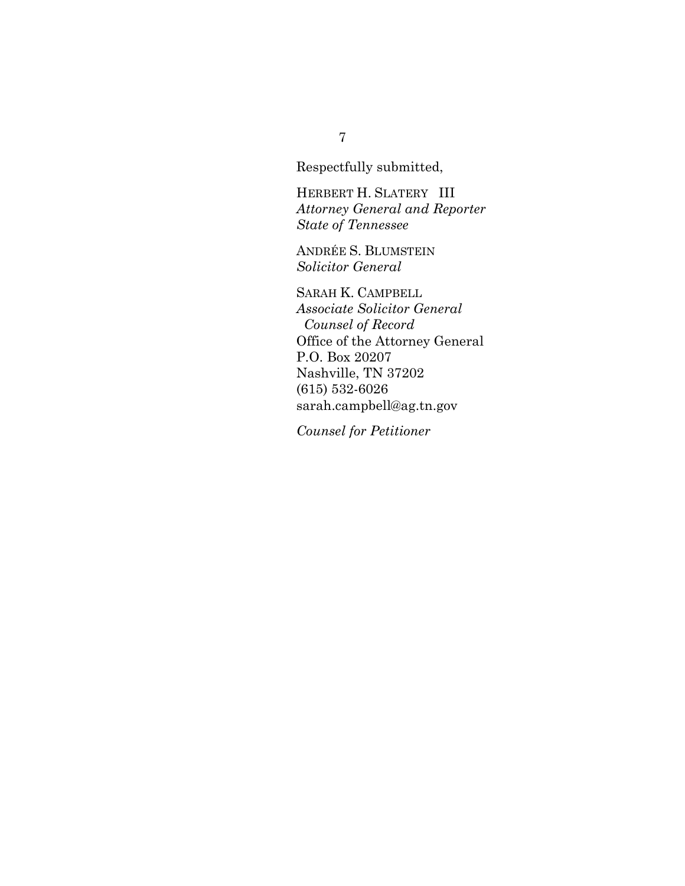Respectfully submitted,

HERBERT H. SLATERY III
*Attorney General and Reporter*
*State of Tennessee*

ANDRÉE S. BLUMSTEIN
*Solicitor General*

SARAH K. CAMPBELL
*Associate Solicitor General*
*Counsel of Record*
Office of the Attorney General
P.O. Box 20207
Nashville, TN 37202
(615) 532-6026
sarah.campbell@ag.tn.gov

*Counsel for Petitioner*